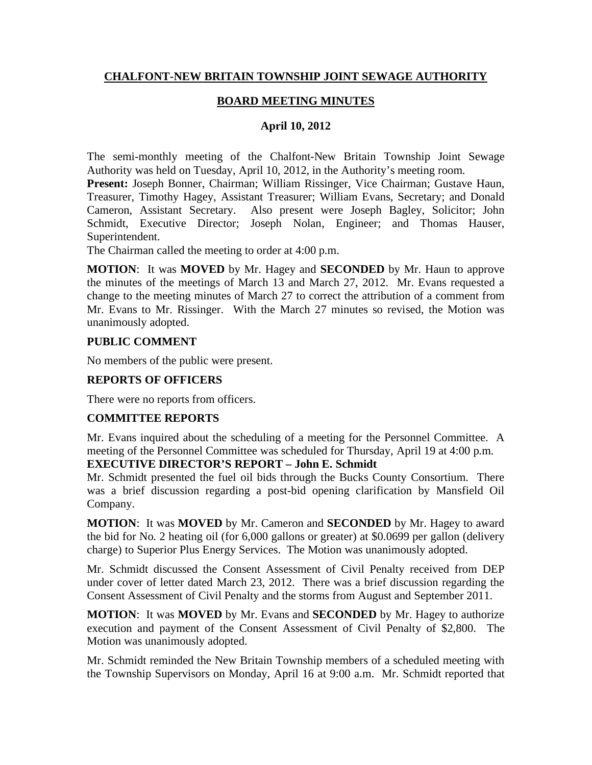**CHALFONT-NEW BRITAIN TOWNSHIP JOINT SEWAGE AUTHORITY**

**BOARD MEETING MINUTES**

**April 10, 2012**

The semi-monthly meeting of the Chalfont-New Britain Township Joint Sewage Authority was held on Tuesday, April 10, 2012, in the Authority's meeting room.

**Present:** Joseph Bonner, Chairman; William Rissinger, Vice Chairman; Gustave Haun, Treasurer, Timothy Hagey, Assistant Treasurer; William Evans, Secretary; and Donald Cameron, Assistant Secretary. Also present were Joseph Bagley, Solicitor; John Schmidt, Executive Director; Joseph Nolan, Engineer; and Thomas Hauser, Superintendent.

The Chairman called the meeting to order at 4:00 p.m.

**MOTION**: It was **MOVED** by Mr. Hagey and **SECONDED** by Mr. Haun to approve the minutes of the meetings of March 13 and March 27, 2012. Mr. Evans requested a change to the meeting minutes of March 27 to correct the attribution of a comment from Mr. Evans to Mr. Rissinger. With the March 27 minutes so revised, the Motion was unanimously adopted.

**PUBLIC COMMENT**

No members of the public were present.

**REPORTS OF OFFICERS**

There were no reports from officers.

**COMMITTEE REPORTS**

Mr. Evans inquired about the scheduling of a meeting for the Personnel Committee. A meeting of the Personnel Committee was scheduled for Thursday, April 19 at 4:00 p.m.

**EXECUTIVE DIRECTOR'S REPORT – John E. Schmidt**

Mr. Schmidt presented the fuel oil bids through the Bucks County Consortium. There was a brief discussion regarding a post-bid opening clarification by Mansfield Oil Company.

**MOTION**: It was **MOVED** by Mr. Cameron and **SECONDED** by Mr. Hagey to award the bid for No. 2 heating oil (for 6,000 gallons or greater) at $0.0699 per gallon (delivery charge) to Superior Plus Energy Services. The Motion was unanimously adopted.

Mr. Schmidt discussed the Consent Assessment of Civil Penalty received from DEP under cover of letter dated March 23, 2012. There was a brief discussion regarding the Consent Assessment of Civil Penalty and the storms from August and September 2011.

**MOTION**: It was **MOVED** by Mr. Evans and **SECONDED** by Mr. Hagey to authorize execution and payment of the Consent Assessment of Civil Penalty of $2,800. The Motion was unanimously adopted.

Mr. Schmidt reminded the New Britain Township members of a scheduled meeting with the Township Supervisors on Monday, April 16 at 9:00 a.m. Mr. Schmidt reported that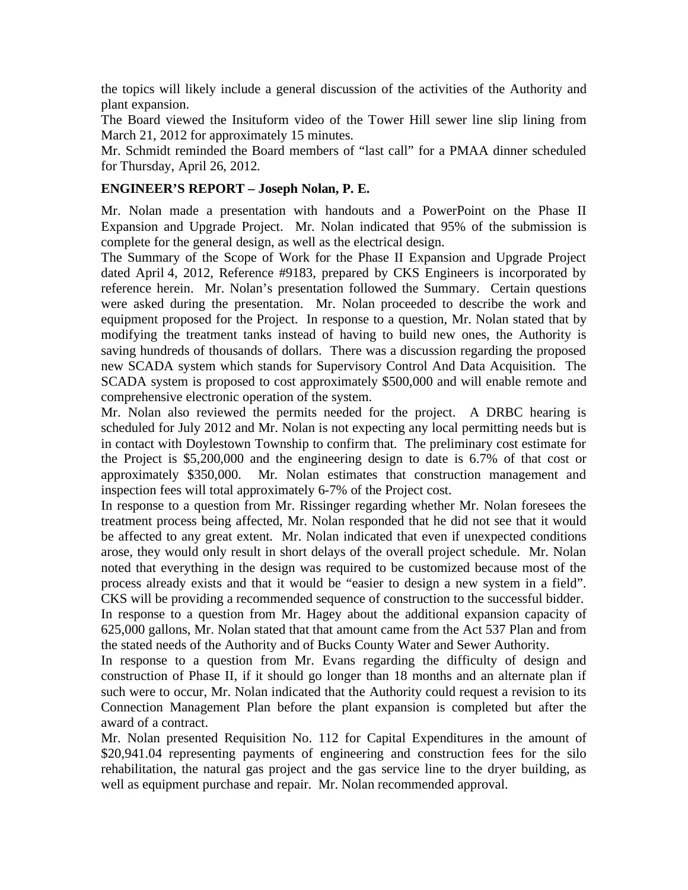the topics will likely include a general discussion of the activities of the Authority and plant expansion.

The Board viewed the Insituform video of the Tower Hill sewer line slip lining from March 21, 2012 for approximately 15 minutes.

Mr. Schmidt reminded the Board members of "last call" for a PMAA dinner scheduled for Thursday, April 26, 2012.

**ENGINEER'S REPORT – Joseph Nolan, P. E.**

Mr. Nolan made a presentation with handouts and a PowerPoint on the Phase II Expansion and Upgrade Project. Mr. Nolan indicated that 95% of the submission is complete for the general design, as well as the electrical design.

The Summary of the Scope of Work for the Phase II Expansion and Upgrade Project dated April 4, 2012, Reference #9183, prepared by CKS Engineers is incorporated by reference herein. Mr. Nolan's presentation followed the Summary. Certain questions were asked during the presentation. Mr. Nolan proceeded to describe the work and equipment proposed for the Project. In response to a question, Mr. Nolan stated that by modifying the treatment tanks instead of having to build new ones, the Authority is saving hundreds of thousands of dollars. There was a discussion regarding the proposed new SCADA system which stands for Supervisory Control And Data Acquisition. The SCADA system is proposed to cost approximately $500,000 and will enable remote and comprehensive electronic operation of the system.

Mr. Nolan also reviewed the permits needed for the project. A DRBC hearing is scheduled for July 2012 and Mr. Nolan is not expecting any local permitting needs but is in contact with Doylestown Township to confirm that. The preliminary cost estimate for the Project is $5,200,000 and the engineering design to date is 6.7% of that cost or approximately $350,000. Mr. Nolan estimates that construction management and inspection fees will total approximately 6-7% of the Project cost.

In response to a question from Mr. Rissinger regarding whether Mr. Nolan foresees the treatment process being affected, Mr. Nolan responded that he did not see that it would be affected to any great extent. Mr. Nolan indicated that even if unexpected conditions arose, they would only result in short delays of the overall project schedule. Mr. Nolan noted that everything in the design was required to be customized because most of the process already exists and that it would be "easier to design a new system in a field". CKS will be providing a recommended sequence of construction to the successful bidder.

In response to a question from Mr. Hagey about the additional expansion capacity of 625,000 gallons, Mr. Nolan stated that that amount came from the Act 537 Plan and from the stated needs of the Authority and of Bucks County Water and Sewer Authority.

In response to a question from Mr. Evans regarding the difficulty of design and construction of Phase II, if it should go longer than 18 months and an alternate plan if such were to occur, Mr. Nolan indicated that the Authority could request a revision to its Connection Management Plan before the plant expansion is completed but after the award of a contract.

Mr. Nolan presented Requisition No. 112 for Capital Expenditures in the amount of $20,941.04 representing payments of engineering and construction fees for the silo rehabilitation, the natural gas project and the gas service line to the dryer building, as well as equipment purchase and repair. Mr. Nolan recommended approval.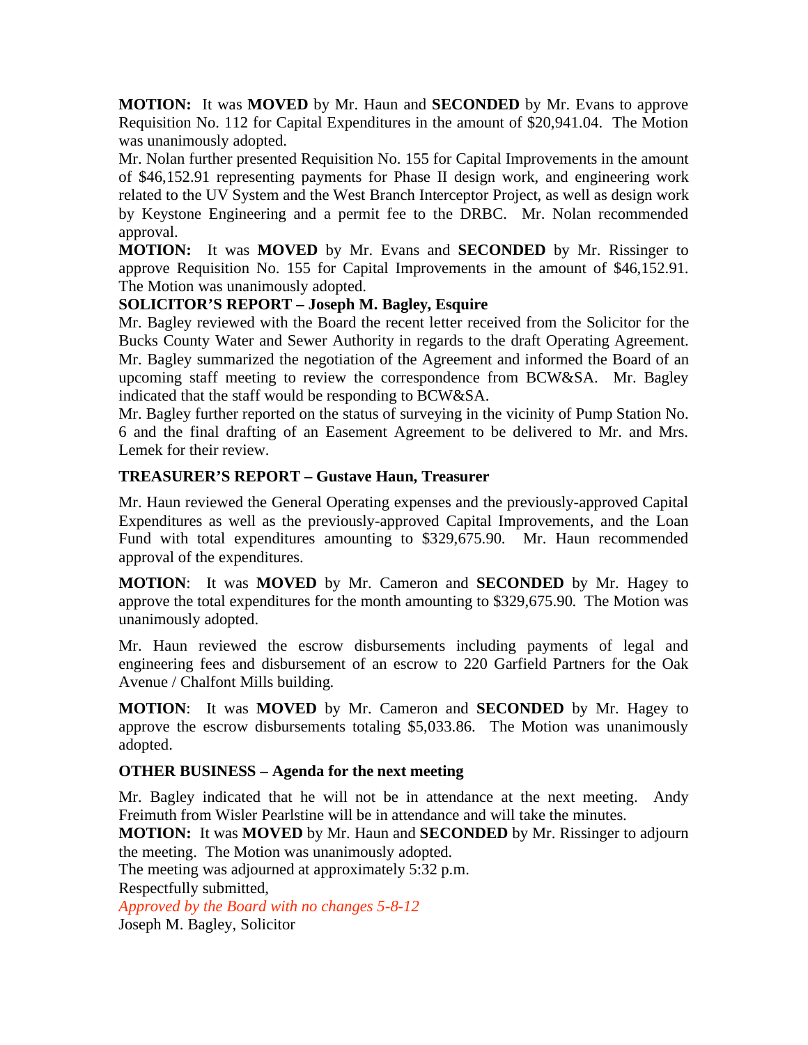**MOTION:** It was **MOVED** by Mr. Haun and **SECONDED** by Mr. Evans to approve Requisition No. 112 for Capital Expenditures in the amount of $20,941.04. The Motion was unanimously adopted.

Mr. Nolan further presented Requisition No. 155 for Capital Improvements in the amount of $46,152.91 representing payments for Phase II design work, and engineering work related to the UV System and the West Branch Interceptor Project, as well as design work by Keystone Engineering and a permit fee to the DRBC. Mr. Nolan recommended approval.

**MOTION:** It was **MOVED** by Mr. Evans and **SECONDED** by Mr. Rissinger to approve Requisition No. 155 for Capital Improvements in the amount of $46,152.91. The Motion was unanimously adopted.

**SOLICITOR'S REPORT – Joseph M. Bagley, Esquire**

Mr. Bagley reviewed with the Board the recent letter received from the Solicitor for the Bucks County Water and Sewer Authority in regards to the draft Operating Agreement. Mr. Bagley summarized the negotiation of the Agreement and informed the Board of an upcoming staff meeting to review the correspondence from BCW&SA. Mr. Bagley indicated that the staff would be responding to BCW&SA.

Mr. Bagley further reported on the status of surveying in the vicinity of Pump Station No. 6 and the final drafting of an Easement Agreement to be delivered to Mr. and Mrs. Lemek for their review.

**TREASURER'S REPORT – Gustave Haun, Treasurer**

Mr. Haun reviewed the General Operating expenses and the previously-approved Capital Expenditures as well as the previously-approved Capital Improvements, and the Loan Fund with total expenditures amounting to $329,675.90. Mr. Haun recommended approval of the expenditures.

**MOTION**: It was **MOVED** by Mr. Cameron and **SECONDED** by Mr. Hagey to approve the total expenditures for the month amounting to $329,675.90. The Motion was unanimously adopted.

Mr. Haun reviewed the escrow disbursements including payments of legal and engineering fees and disbursement of an escrow to 220 Garfield Partners for the Oak Avenue / Chalfont Mills building.

**MOTION**: It was **MOVED** by Mr. Cameron and **SECONDED** by Mr. Hagey to approve the escrow disbursements totaling $5,033.86. The Motion was unanimously adopted.

**OTHER BUSINESS – Agenda for the next meeting**

Mr. Bagley indicated that he will not be in attendance at the next meeting. Andy Freimuth from Wisler Pearlstine will be in attendance and will take the minutes.

**MOTION:** It was **MOVED** by Mr. Haun and **SECONDED** by Mr. Rissinger to adjourn the meeting. The Motion was unanimously adopted.

The meeting was adjourned at approximately 5:32 p.m.

Respectfully submitted,

*Approved by the Board with no changes 5-8-12*

Joseph M. Bagley, Solicitor